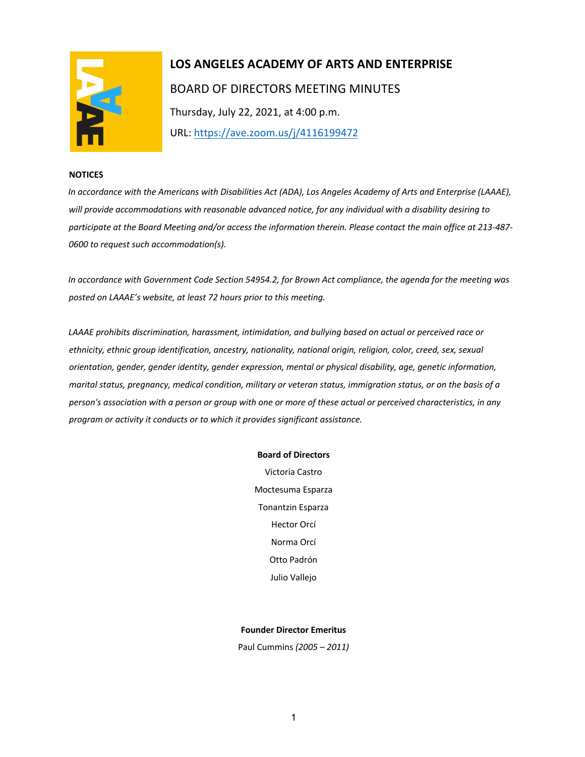# LOS ANGELES ACADEMY OF ARTS AND ENTERPRISE

## BOARD OF DIRECTORS MEETING MINUTES

Thursday, July 22, 2021, at 4:00 p.m.

URL: https://ave.zoom.us/j/4116199472

**NOTICES**

*In accordance with the Americans with Disabilities Act (ADA), Los Angeles Academy of Arts and Enterprise (LAAAE), will provide accommodations with reasonable advanced notice, for any individual with a disability desiring to participate at the Board Meeting and/or access the information therein. Please contact the main office at 213-487-0600 to request such accommodation(s).*

*In accordance with Government Code Section 54954.2, for Brown Act compliance, the agenda for the meeting was posted on LAAAE's website, at least 72 hours prior to this meeting.*

*LAAAE prohibits discrimination, harassment, intimidation, and bullying based on actual or perceived race or ethnicity, ethnic group identification, ancestry, nationality, national origin, religion, color, creed, sex, sexual orientation, gender, gender identity, gender expression, mental or physical disability, age, genetic information, marital status, pregnancy, medical condition, military or veteran status, immigration status, or on the basis of a person's association with a person or group with one or more of these actual or perceived characteristics, in any program or activity it conducts or to which it provides significant assistance.*

**Board of Directors**

Victoria Castro

Moctesuma Esparza

Tonantzin Esparza

Hector Orcí

Norma Orcí

Otto Padrón

Julio Vallejo

**Founder Director Emeritus**

Paul Cummins *(2005 – 2011)*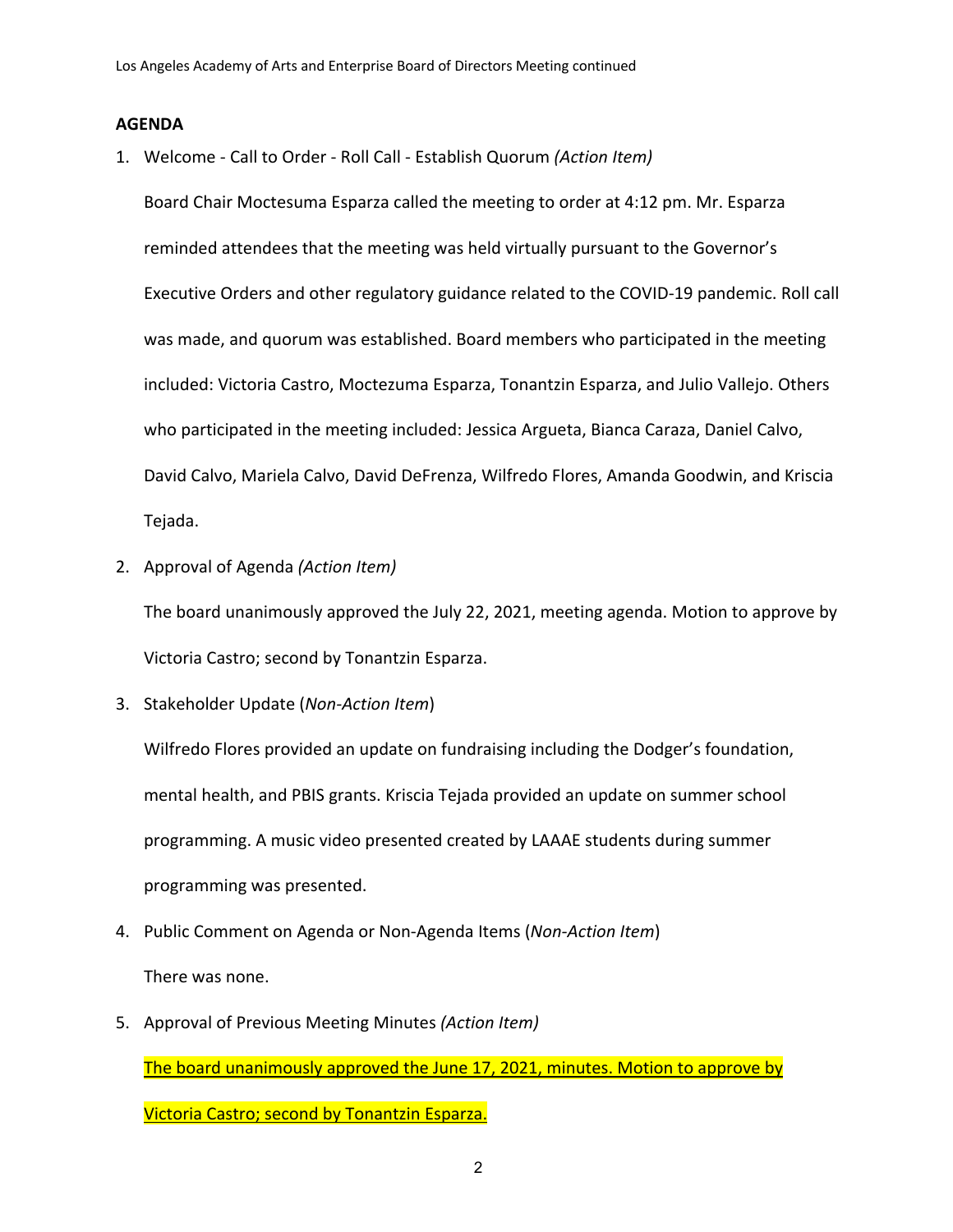## AGENDA

1. Welcome - Call to Order - Roll Call - Establish Quorum *(Action Item)*

   Board Chair Moctesuma Esparza called the meeting to order at 4:12 pm. Mr. Esparza reminded attendees that the meeting was held virtually pursuant to the Governor's Executive Orders and other regulatory guidance related to the COVID-19 pandemic. Roll call was made, and quorum was established. Board members who participated in the meeting included: Victoria Castro, Moctezuma Esparza, Tonantzin Esparza, and Julio Vallejo. Others who participated in the meeting included: Jessica Argueta, Bianca Caraza, Daniel Calvo, David Calvo, Mariela Calvo, David DeFrenza, Wilfredo Flores, Amanda Goodwin, and Kriscia Tejada.

2. Approval of Agenda *(Action Item)*

   The board unanimously approved the July 22, 2021, meeting agenda. Motion to approve by Victoria Castro; second by Tonantzin Esparza.

3. Stakeholder Update (*Non-Action Item*)

   Wilfredo Flores provided an update on fundraising including the Dodger's foundation, mental health, and PBIS grants. Kriscia Tejada provided an update on summer school programming. A music video presented created by LAAAE students during summer programming was presented.

4. Public Comment on Agenda or Non-Agenda Items (*Non-Action Item*)

   There was none.

5. Approval of Previous Meeting Minutes *(Action Item)*

   The board unanimously approved the June 17, 2021, minutes. Motion to approve by Victoria Castro; second by Tonantzin Esparza.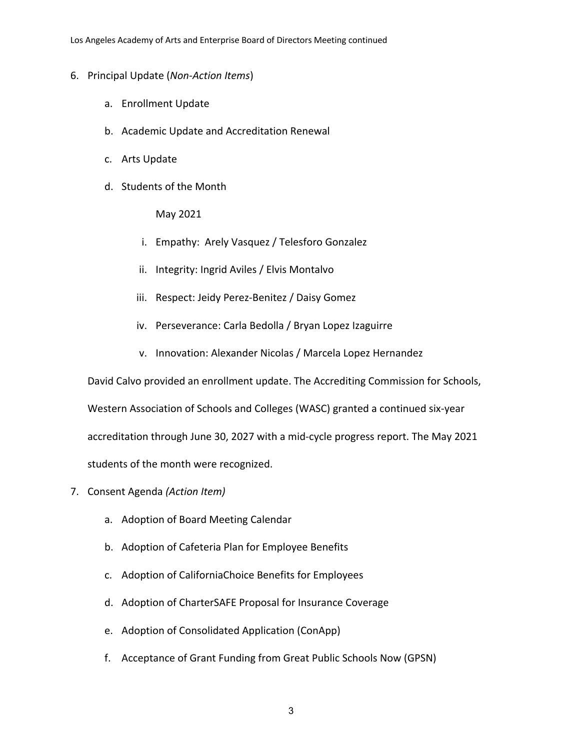6. Principal Update (*Non-Action Items*)

   a. Enrollment Update

   b. Academic Update and Accreditation Renewal

   c. Arts Update

   d. Students of the Month

      May 2021

      i. Empathy: Arely Vasquez / Telesforo Gonzalez

      ii. Integrity: Ingrid Aviles / Elvis Montalvo

      iii. Respect: Jeidy Perez-Benitez / Daisy Gomez

      iv. Perseverance: Carla Bedolla / Bryan Lopez Izaguirre

      v. Innovation: Alexander Nicolas / Marcela Lopez Hernandez

   David Calvo provided an enrollment update. The Accrediting Commission for Schools, Western Association of Schools and Colleges (WASC) granted a continued six-year accreditation through June 30, 2027 with a mid-cycle progress report. The May 2021 students of the month were recognized.

7. Consent Agenda *(Action Item)*

   a. Adoption of Board Meeting Calendar

   b. Adoption of Cafeteria Plan for Employee Benefits

   c. Adoption of CaliforniaChoice Benefits for Employees

   d. Adoption of CharterSAFE Proposal for Insurance Coverage

   e. Adoption of Consolidated Application (ConApp)

   f. Acceptance of Grant Funding from Great Public Schools Now (GPSN)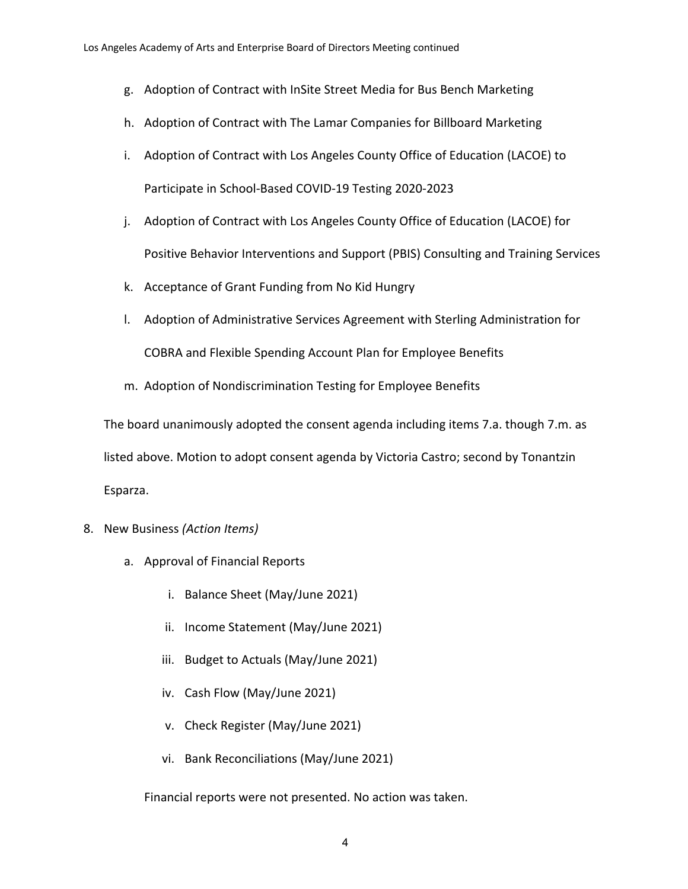g. Adoption of Contract with InSite Street Media for Bus Bench Marketing

h. Adoption of Contract with The Lamar Companies for Billboard Marketing

i. Adoption of Contract with Los Angeles County Office of Education (LACOE) to Participate in School-Based COVID-19 Testing 2020-2023

j. Adoption of Contract with Los Angeles County Office of Education (LACOE) for Positive Behavior Interventions and Support (PBIS) Consulting and Training Services

k. Acceptance of Grant Funding from No Kid Hungry

l. Adoption of Administrative Services Agreement with Sterling Administration for COBRA and Flexible Spending Account Plan for Employee Benefits

m. Adoption of Nondiscrimination Testing for Employee Benefits

The board unanimously adopted the consent agenda including items 7.a. though 7.m. as listed above. Motion to adopt consent agenda by Victoria Castro; second by Tonantzin Esparza.

8. New Business *(Action Items)*

   a. Approval of Financial Reports

      i. Balance Sheet (May/June 2021)

      ii. Income Statement (May/June 2021)

      iii. Budget to Actuals (May/June 2021)

      iv. Cash Flow (May/June 2021)

      v. Check Register (May/June 2021)

      vi. Bank Reconciliations (May/June 2021)

   Financial reports were not presented. No action was taken.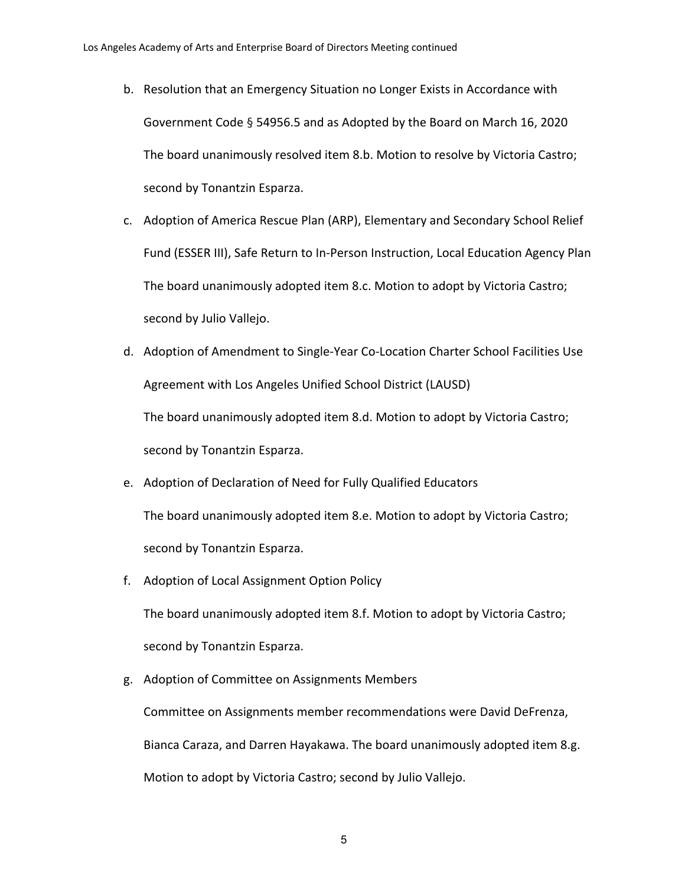b. Resolution that an Emergency Situation no Longer Exists in Accordance with Government Code § 54956.5 and as Adopted by the Board on March 16, 2020

   The board unanimously resolved item 8.b. Motion to resolve by Victoria Castro; second by Tonantzin Esparza.

c. Adoption of America Rescue Plan (ARP), Elementary and Secondary School Relief Fund (ESSER III), Safe Return to In-Person Instruction, Local Education Agency Plan

   The board unanimously adopted item 8.c. Motion to adopt by Victoria Castro; second by Julio Vallejo.

d. Adoption of Amendment to Single-Year Co-Location Charter School Facilities Use Agreement with Los Angeles Unified School District (LAUSD)

   The board unanimously adopted item 8.d. Motion to adopt by Victoria Castro; second by Tonantzin Esparza.

e. Adoption of Declaration of Need for Fully Qualified Educators

   The board unanimously adopted item 8.e. Motion to adopt by Victoria Castro; second by Tonantzin Esparza.

f. Adoption of Local Assignment Option Policy

   The board unanimously adopted item 8.f. Motion to adopt by Victoria Castro; second by Tonantzin Esparza.

g. Adoption of Committee on Assignments Members

   Committee on Assignments member recommendations were David DeFrenza, Bianca Caraza, and Darren Hayakawa. The board unanimously adopted item 8.g. Motion to adopt by Victoria Castro; second by Julio Vallejo.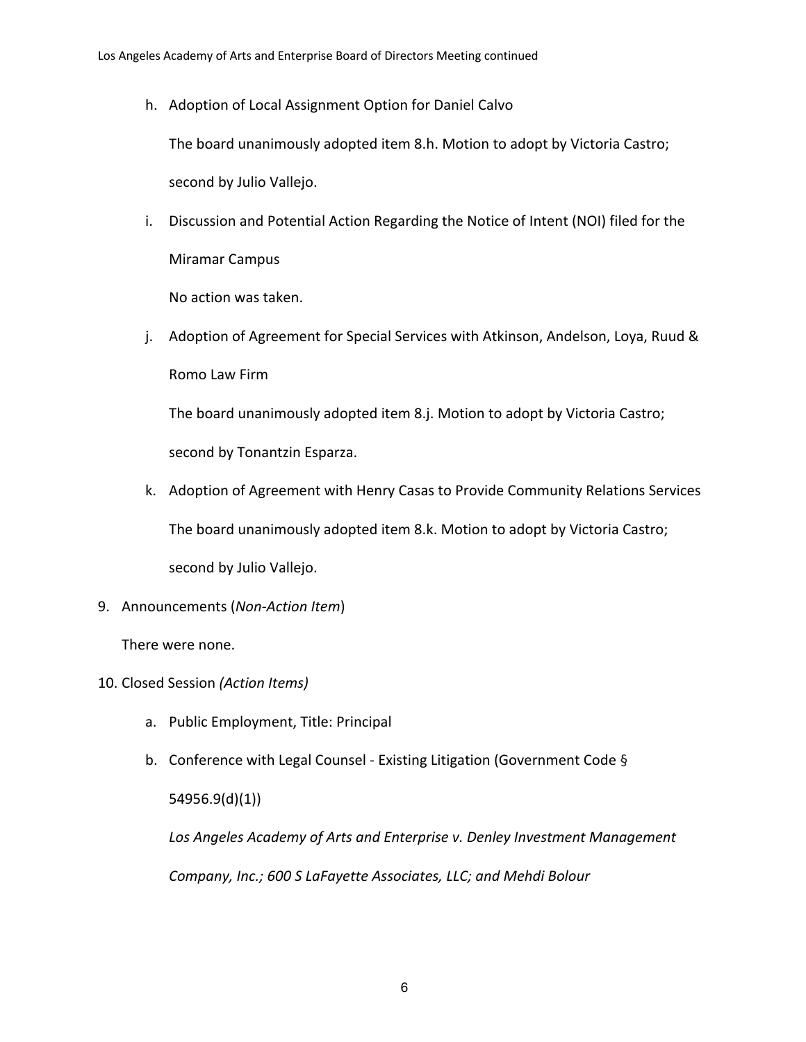h. Adoption of Local Assignment Option for Daniel Calvo

   The board unanimously adopted item 8.h. Motion to adopt by Victoria Castro; second by Julio Vallejo.

i. Discussion and Potential Action Regarding the Notice of Intent (NOI) filed for the Miramar Campus

   No action was taken.

j. Adoption of Agreement for Special Services with Atkinson, Andelson, Loya, Ruud & Romo Law Firm

   The board unanimously adopted item 8.j. Motion to adopt by Victoria Castro; second by Tonantzin Esparza.

k. Adoption of Agreement with Henry Casas to Provide Community Relations Services

   The board unanimously adopted item 8.k. Motion to adopt by Victoria Castro; second by Julio Vallejo.

9. Announcements (*Non-Action Item*)

   There were none.

10. Closed Session *(Action Items)*

    a. Public Employment, Title: Principal

    b. Conference with Legal Counsel - Existing Litigation (Government Code § 54956.9(d)(1))

       *Los Angeles Academy of Arts and Enterprise v. Denley Investment Management Company, Inc.; 600 S LaFayette Associates, LLC; and Mehdi Bolour*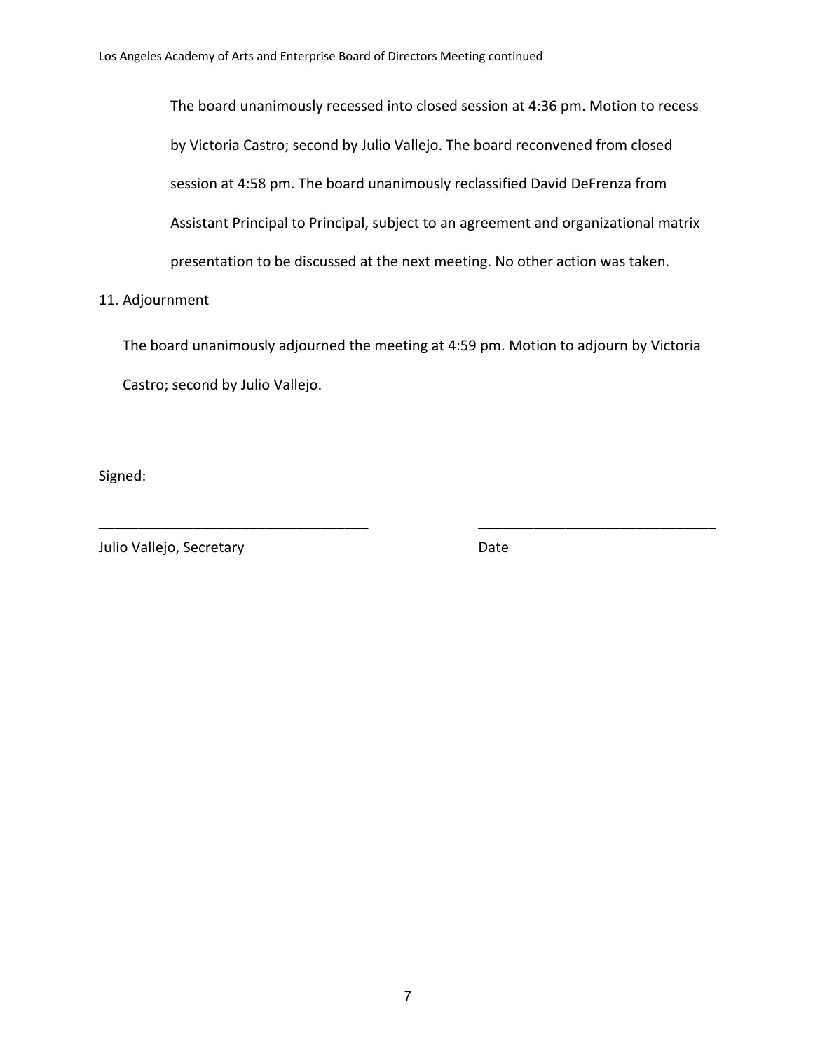The board unanimously recessed into closed session at 4:36 pm. Motion to recess by Victoria Castro; second by Julio Vallejo. The board reconvened from closed session at 4:58 pm. The board unanimously reclassified David DeFrenza from Assistant Principal to Principal, subject to an agreement and organizational matrix presentation to be discussed at the next meeting. No other action was taken.

11. Adjournment

The board unanimously adjourned the meeting at 4:59 pm. Motion to adjourn by Victoria Castro; second by Julio Vallejo.

Signed:

\_\_\_\_\_\_\_\_\_\_\_\_\_\_\_\_\_\_\_\_\_\_\_\_\_\_\_\_\_\_\_\_\_\_ \_\_\_\_\_\_\_\_\_\_\_\_\_\_\_\_\_\_\_\_\_\_\_\_\_\_\_\_\_\_

Julio Vallejo, Secretary Date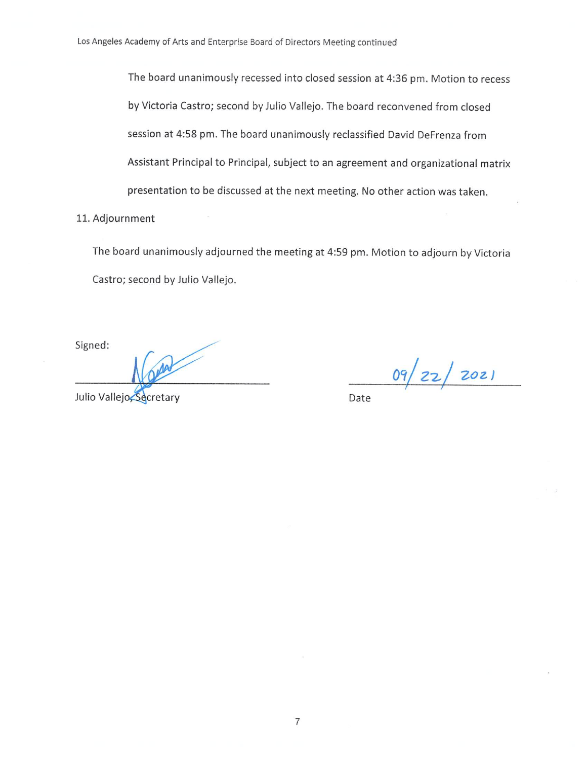The board unanimously recessed into closed session at 4:36 pm. Motion to recess by Victoria Castro; second by Julio Vallejo. The board reconvened from closed session at 4:58 pm. The board unanimously reclassified David DeFrenza from Assistant Principal to Principal, subject to an agreement and organizational matrix presentation to be discussed at the next meeting. No other action was taken.

11. Adjournment

The board unanimously adjourned the meeting at 4:59 pm. Motion to adjourn by Victoria Castro; second by Julio Vallejo.

Signed:

\_\_\_\_\_\_\_\_\_\_\_\_\_\_\_\_\_\_\_\_\_\_\_\_\_\_\_\_\_\_\_\_ 09/22/2021

Julio Vallejo, Secretary Date